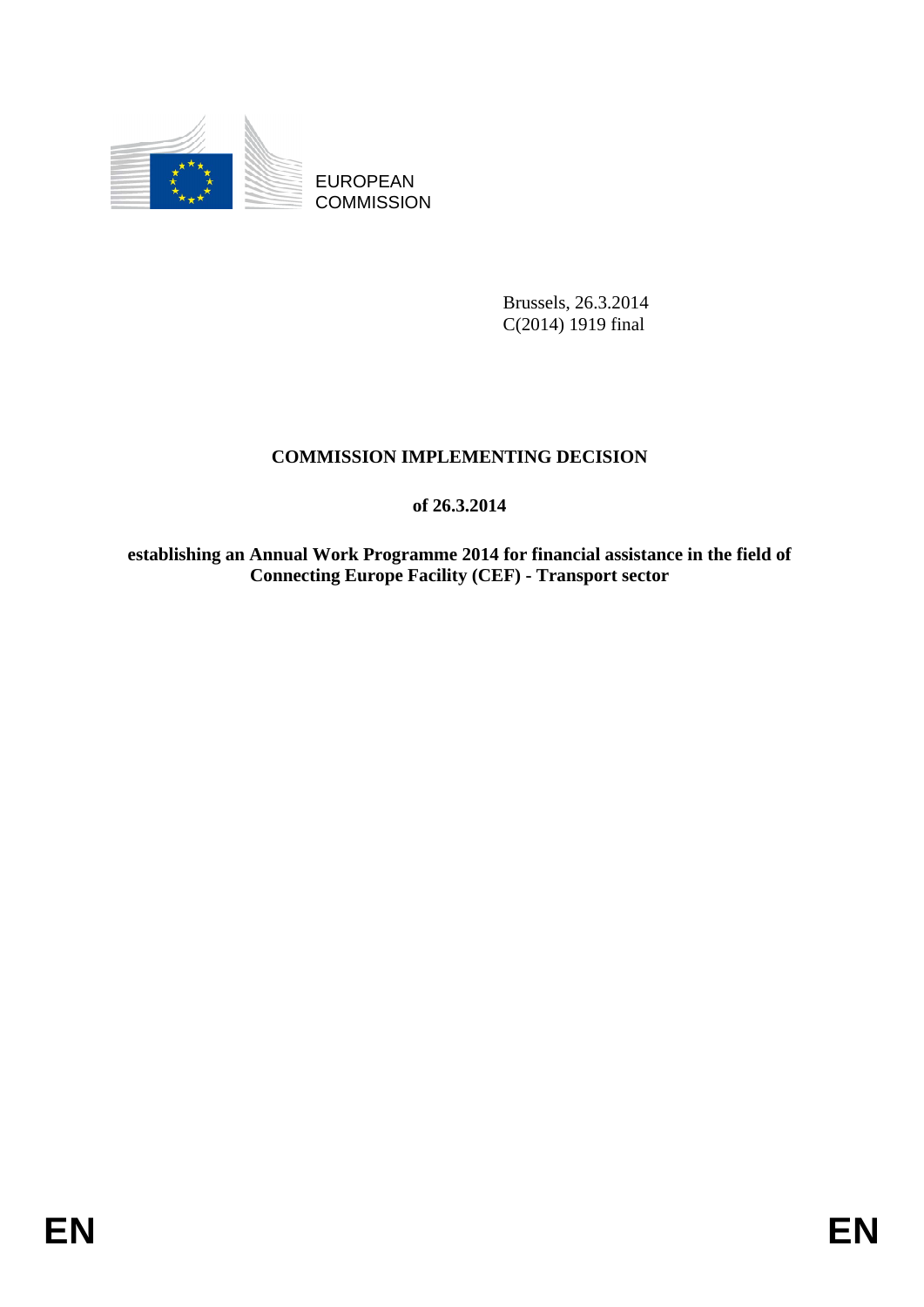EUROPEAN
COMMISSION

Brussels, 26.3.2014
C(2014) 1919 final

# COMMISSION IMPLEMENTING DECISION

## of 26.3.2014

## establishing an Annual Work Programme 2014 for financial assistance in the field of Connecting Europe Facility (CEF) - Transport sector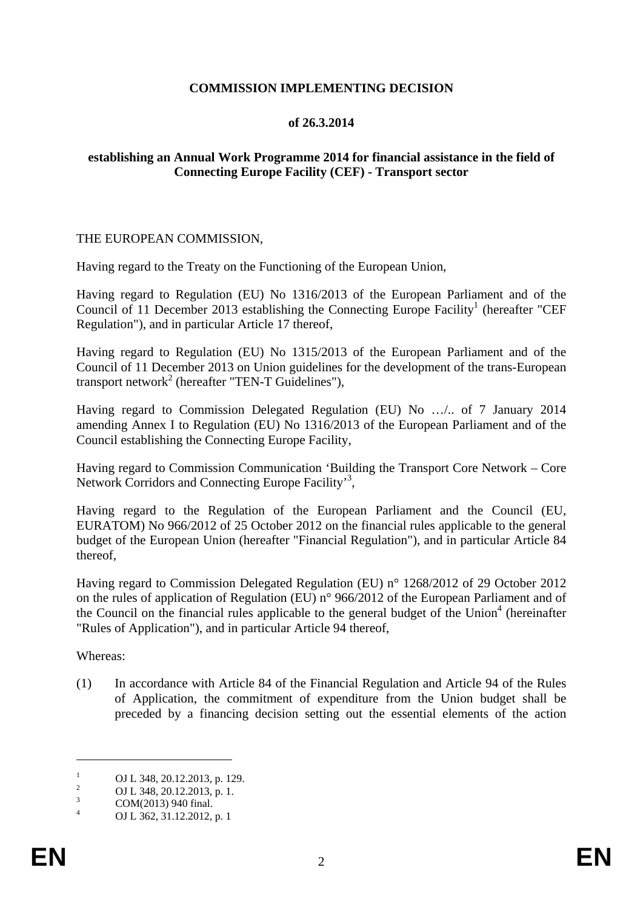**COMMISSION IMPLEMENTING DECISION**

**of 26.3.2014**

**establishing an Annual Work Programme 2014 for financial assistance in the field of Connecting Europe Facility (CEF) - Transport sector**

THE EUROPEAN COMMISSION,

Having regard to the Treaty on the Functioning of the European Union,

Having regard to Regulation (EU) No 1316/2013 of the European Parliament and of the Council of 11 December 2013 establishing the Connecting Europe Facility[1] (hereafter "CEF Regulation"), and in particular Article 17 thereof,

Having regard to Regulation (EU) No 1315/2013 of the European Parliament and of the Council of 11 December 2013 on Union guidelines for the development of the trans-European transport network[2] (hereafter "TEN-T Guidelines"),

Having regard to Commission Delegated Regulation (EU) No …/.. of 7 January 2014 amending Annex I to Regulation (EU) No 1316/2013 of the European Parliament and of the Council establishing the Connecting Europe Facility,

Having regard to Commission Communication 'Building the Transport Core Network – Core Network Corridors and Connecting Europe Facility'[3],

Having regard to the Regulation of the European Parliament and the Council (EU, EURATOM) No 966/2012 of 25 October 2012 on the financial rules applicable to the general budget of the European Union (hereafter "Financial Regulation"), and in particular Article 84 thereof,

Having regard to Commission Delegated Regulation (EU) n° 1268/2012 of 29 October 2012 on the rules of application of Regulation (EU) n° 966/2012 of the European Parliament and of the Council on the financial rules applicable to the general budget of the Union[4] (hereinafter "Rules of Application"), and in particular Article 94 thereof,

Whereas:

(1) In accordance with Article 84 of the Financial Regulation and Article 94 of the Rules of Application, the commitment of expenditure from the Union budget shall be preceded by a financing decision setting out the essential elements of the action

---

[1] OJ L 348, 20.12.2013, p. 129.

[2] OJ L 348, 20.12.2013, p. 1.

[3] COM(2013) 940 final.

[4] OJ L 362, 31.12.2012, p. 1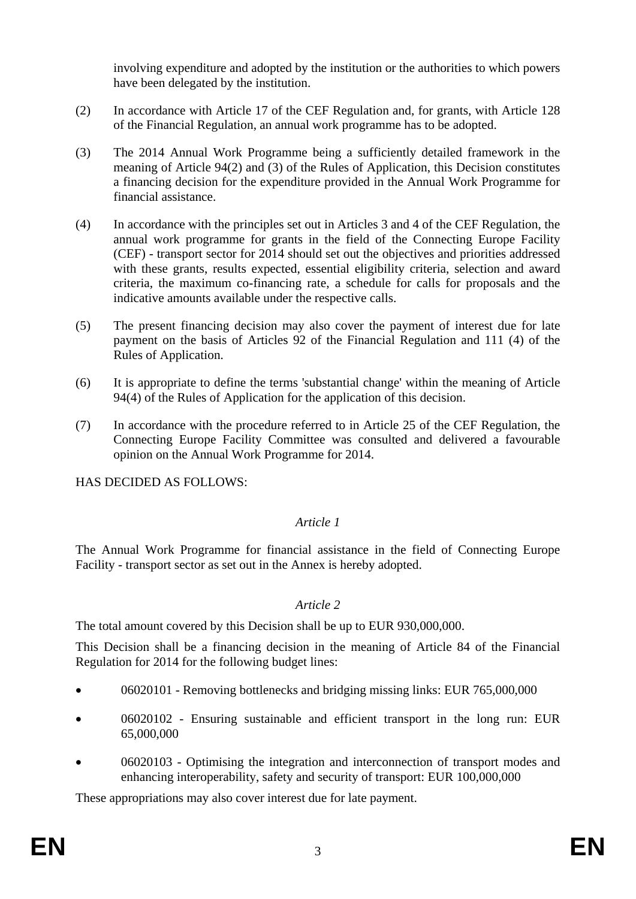involving expenditure and adopted by the institution or the authorities to which powers have been delegated by the institution.

(2) In accordance with Article 17 of the CEF Regulation and, for grants, with Article 128 of the Financial Regulation, an annual work programme has to be adopted.

(3) The 2014 Annual Work Programme being a sufficiently detailed framework in the meaning of Article 94(2) and (3) of the Rules of Application, this Decision constitutes a financing decision for the expenditure provided in the Annual Work Programme for financial assistance.

(4) In accordance with the principles set out in Articles 3 and 4 of the CEF Regulation, the annual work programme for grants in the field of the Connecting Europe Facility (CEF) - transport sector for 2014 should set out the objectives and priorities addressed with these grants, results expected, essential eligibility criteria, selection and award criteria, the maximum co-financing rate, a schedule for calls for proposals and the indicative amounts available under the respective calls.

(5) The present financing decision may also cover the payment of interest due for late payment on the basis of Articles 92 of the Financial Regulation and 111 (4) of the Rules of Application.

(6) It is appropriate to define the terms 'substantial change' within the meaning of Article 94(4) of the Rules of Application for the application of this decision.

(7) In accordance with the procedure referred to in Article 25 of the CEF Regulation, the Connecting Europe Facility Committee was consulted and delivered a favourable opinion on the Annual Work Programme for 2014.

HAS DECIDED AS FOLLOWS:

*Article 1*

The Annual Work Programme for financial assistance in the field of Connecting Europe Facility - transport sector as set out in the Annex is hereby adopted.

*Article 2*

The total amount covered by this Decision shall be up to EUR 930,000,000.

This Decision shall be a financing decision in the meaning of Article 84 of the Financial Regulation for 2014 for the following budget lines:

- 06020101 - Removing bottlenecks and bridging missing links: EUR 765,000,000
- 06020102 - Ensuring sustainable and efficient transport in the long run: EUR 65,000,000
- 06020103 - Optimising the integration and interconnection of transport modes and enhancing interoperability, safety and security of transport: EUR 100,000,000

These appropriations may also cover interest due for late payment.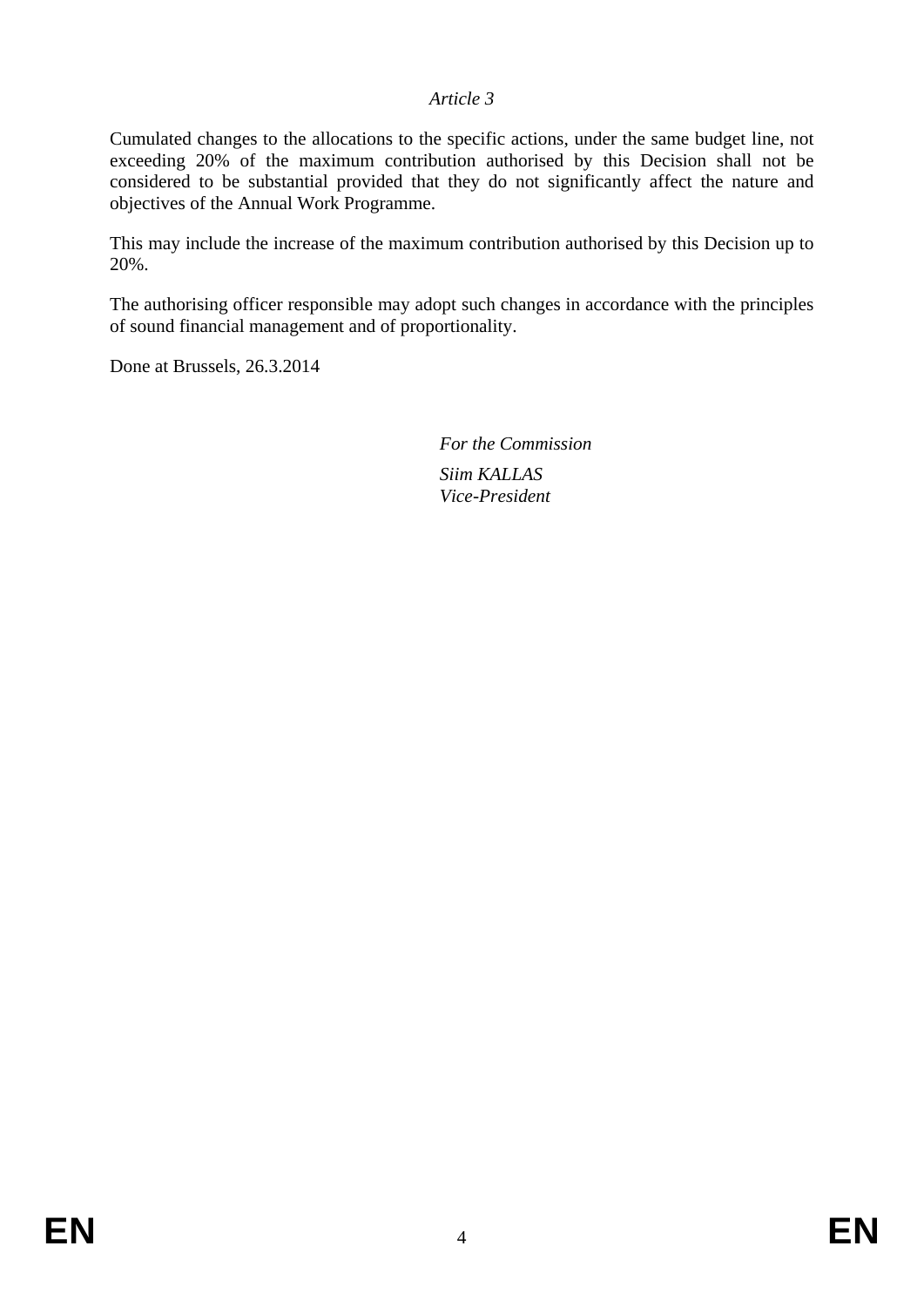*Article 3*

Cumulated changes to the allocations to the specific actions, under the same budget line, not exceeding 20% of the maximum contribution authorised by this Decision shall not be considered to be substantial provided that they do not significantly affect the nature and objectives of the Annual Work Programme.

This may include the increase of the maximum contribution authorised by this Decision up to 20%.

The authorising officer responsible may adopt such changes in accordance with the principles of sound financial management and of proportionality.

Done at Brussels, 26.3.2014

*For the Commission*

*Siim KALLAS*
*Vice-President*